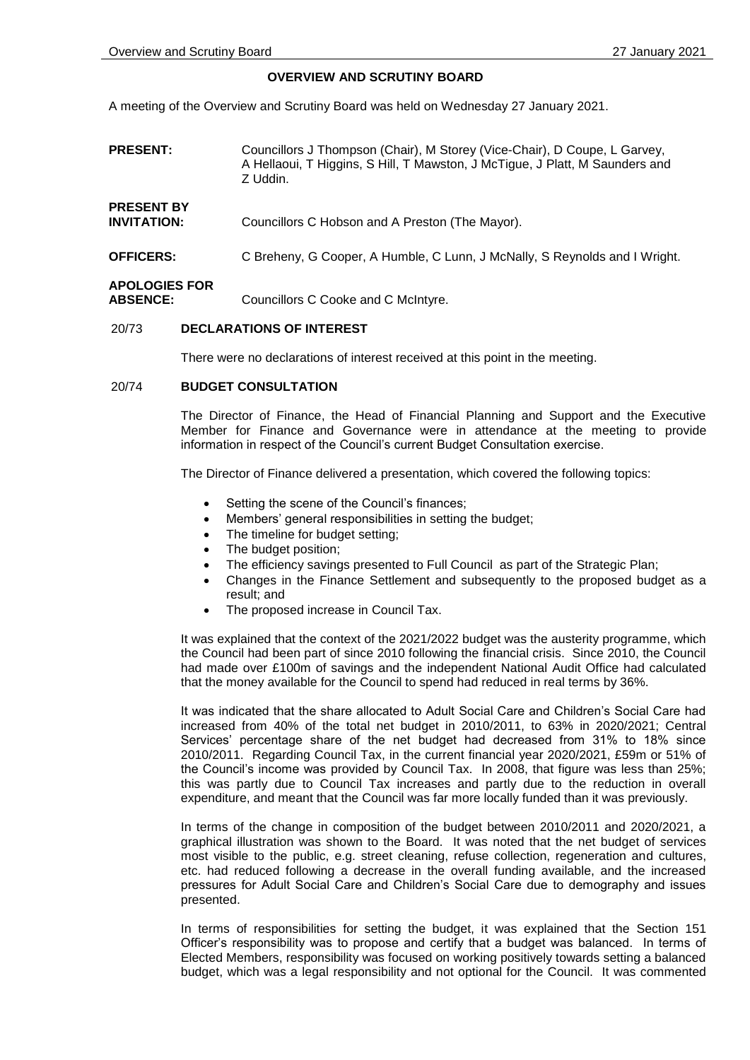# OVERVIEW AND SCRUTINY BOARD

A meeting of the Overview and Scrutiny Board was held on Wednesday 27 January 2021.

| | |
|---|---|
| **PRESENT:** | Councillors J Thompson (Chair), M Storey (Vice-Chair), D Coupe, L Garvey, A Hellaoui, T Higgins, S Hill, T Mawston, J McTigue, J Platt, M Saunders and Z Uddin. |
| **PRESENT BY INVITATION:** | Councillors C Hobson and A Preston (The Mayor). |
| **OFFICERS:** | C Breheny, G Cooper, A Humble, C Lunn, J McNally, S Reynolds and I Wright. |
| **APOLOGIES FOR ABSENCE:** | Councillors C Cooke and C McIntyre. |

## 20/73 DECLARATIONS OF INTEREST

There were no declarations of interest received at this point in the meeting.

## 20/74 BUDGET CONSULTATION

The Director of Finance, the Head of Financial Planning and Support and the Executive Member for Finance and Governance were in attendance at the meeting to provide information in respect of the Council's current Budget Consultation exercise.

The Director of Finance delivered a presentation, which covered the following topics:

- Setting the scene of the Council's finances;
- Members' general responsibilities in setting the budget;
- The timeline for budget setting;
- The budget position;
- The efficiency savings presented to Full Council as part of the Strategic Plan;
- Changes in the Finance Settlement and subsequently to the proposed budget as a result; and
- The proposed increase in Council Tax.

It was explained that the context of the 2021/2022 budget was the austerity programme, which the Council had been part of since 2010 following the financial crisis. Since 2010, the Council had made over £100m of savings and the independent National Audit Office had calculated that the money available for the Council to spend had reduced in real terms by 36%.

It was indicated that the share allocated to Adult Social Care and Children's Social Care had increased from 40% of the total net budget in 2010/2011, to 63% in 2020/2021; Central Services' percentage share of the net budget had decreased from 31% to 18% since 2010/2011. Regarding Council Tax, in the current financial year 2020/2021, £59m or 51% of the Council's income was provided by Council Tax. In 2008, that figure was less than 25%; this was partly due to Council Tax increases and partly due to the reduction in overall expenditure, and meant that the Council was far more locally funded than it was previously.

In terms of the change in composition of the budget between 2010/2011 and 2020/2021, a graphical illustration was shown to the Board. It was noted that the net budget of services most visible to the public, e.g. street cleaning, refuse collection, regeneration and cultures, etc. had reduced following a decrease in the overall funding available, and the increased pressures for Adult Social Care and Children's Social Care due to demography and issues presented.

In terms of responsibilities for setting the budget, it was explained that the Section 151 Officer's responsibility was to propose and certify that a budget was balanced. In terms of Elected Members, responsibility was focused on working positively towards setting a balanced budget, which was a legal responsibility and not optional for the Council. It was commented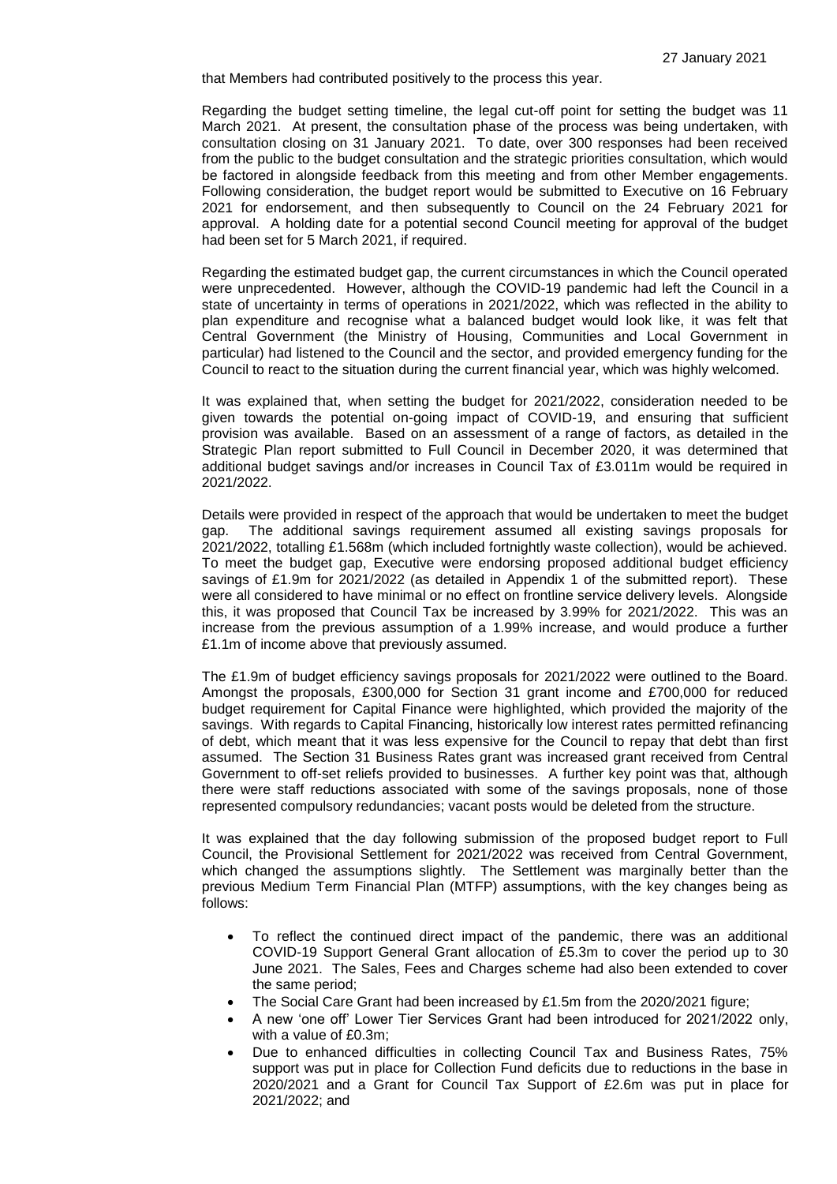that Members had contributed positively to the process this year.

Regarding the budget setting timeline, the legal cut-off point for setting the budget was 11 March 2021. At present, the consultation phase of the process was being undertaken, with consultation closing on 31 January 2021. To date, over 300 responses had been received from the public to the budget consultation and the strategic priorities consultation, which would be factored in alongside feedback from this meeting and from other Member engagements. Following consideration, the budget report would be submitted to Executive on 16 February 2021 for endorsement, and then subsequently to Council on the 24 February 2021 for approval. A holding date for a potential second Council meeting for approval of the budget had been set for 5 March 2021, if required.

Regarding the estimated budget gap, the current circumstances in which the Council operated were unprecedented. However, although the COVID-19 pandemic had left the Council in a state of uncertainty in terms of operations in 2021/2022, which was reflected in the ability to plan expenditure and recognise what a balanced budget would look like, it was felt that Central Government (the Ministry of Housing, Communities and Local Government in particular) had listened to the Council and the sector, and provided emergency funding for the Council to react to the situation during the current financial year, which was highly welcomed.

It was explained that, when setting the budget for 2021/2022, consideration needed to be given towards the potential on-going impact of COVID-19, and ensuring that sufficient provision was available. Based on an assessment of a range of factors, as detailed in the Strategic Plan report submitted to Full Council in December 2020, it was determined that additional budget savings and/or increases in Council Tax of £3.011m would be required in 2021/2022.

Details were provided in respect of the approach that would be undertaken to meet the budget gap. The additional savings requirement assumed all existing savings proposals for 2021/2022, totalling £1.568m (which included fortnightly waste collection), would be achieved. To meet the budget gap, Executive were endorsing proposed additional budget efficiency savings of £1.9m for 2021/2022 (as detailed in Appendix 1 of the submitted report). These were all considered to have minimal or no effect on frontline service delivery levels. Alongside this, it was proposed that Council Tax be increased by 3.99% for 2021/2022. This was an increase from the previous assumption of a 1.99% increase, and would produce a further £1.1m of income above that previously assumed.

The £1.9m of budget efficiency savings proposals for 2021/2022 were outlined to the Board. Amongst the proposals, £300,000 for Section 31 grant income and £700,000 for reduced budget requirement for Capital Finance were highlighted, which provided the majority of the savings. With regards to Capital Financing, historically low interest rates permitted refinancing of debt, which meant that it was less expensive for the Council to repay that debt than first assumed. The Section 31 Business Rates grant was increased grant received from Central Government to off-set reliefs provided to businesses. A further key point was that, although there were staff reductions associated with some of the savings proposals, none of those represented compulsory redundancies; vacant posts would be deleted from the structure.

It was explained that the day following submission of the proposed budget report to Full Council, the Provisional Settlement for 2021/2022 was received from Central Government, which changed the assumptions slightly. The Settlement was marginally better than the previous Medium Term Financial Plan (MTFP) assumptions, with the key changes being as follows:

- To reflect the continued direct impact of the pandemic, there was an additional COVID-19 Support General Grant allocation of £5.3m to cover the period up to 30 June 2021. The Sales, Fees and Charges scheme had also been extended to cover the same period;
- The Social Care Grant had been increased by £1.5m from the 2020/2021 figure;
- A new 'one off' Lower Tier Services Grant had been introduced for 2021/2022 only, with a value of £0.3m;
- Due to enhanced difficulties in collecting Council Tax and Business Rates, 75% support was put in place for Collection Fund deficits due to reductions in the base in 2020/2021 and a Grant for Council Tax Support of £2.6m was put in place for 2021/2022; and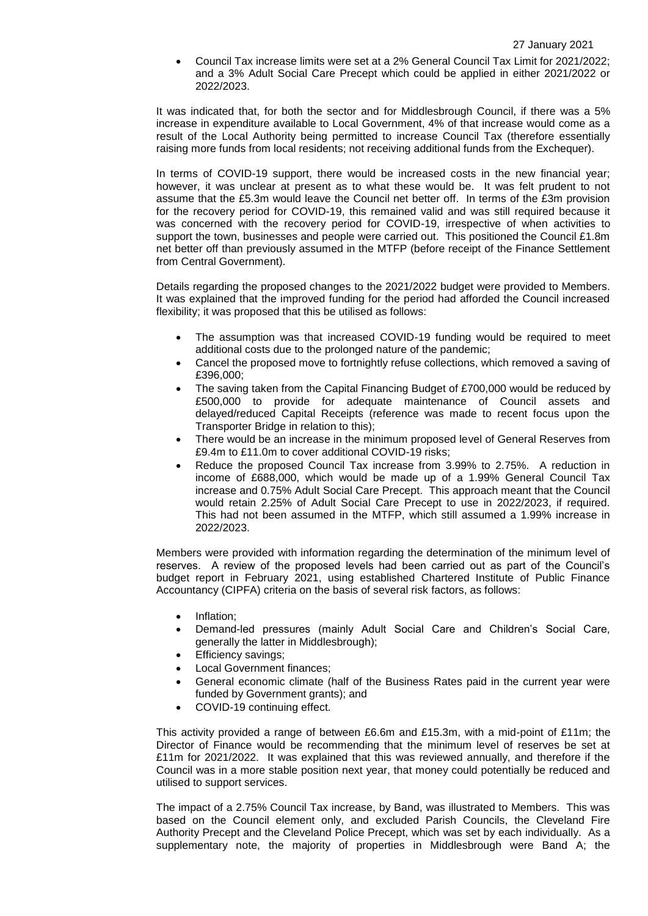- Council Tax increase limits were set at a 2% General Council Tax Limit for 2021/2022; and a 3% Adult Social Care Precept which could be applied in either 2021/2022 or 2022/2023.

It was indicated that, for both the sector and for Middlesbrough Council, if there was a 5% increase in expenditure available to Local Government, 4% of that increase would come as a result of the Local Authority being permitted to increase Council Tax (therefore essentially raising more funds from local residents; not receiving additional funds from the Exchequer).

In terms of COVID-19 support, there would be increased costs in the new financial year; however, it was unclear at present as to what these would be. It was felt prudent to not assume that the £5.3m would leave the Council net better off. In terms of the £3m provision for the recovery period for COVID-19, this remained valid and was still required because it was concerned with the recovery period for COVID-19, irrespective of when activities to support the town, businesses and people were carried out. This positioned the Council £1.8m net better off than previously assumed in the MTFP (before receipt of the Finance Settlement from Central Government).

Details regarding the proposed changes to the 2021/2022 budget were provided to Members. It was explained that the improved funding for the period had afforded the Council increased flexibility; it was proposed that this be utilised as follows:

- The assumption was that increased COVID-19 funding would be required to meet additional costs due to the prolonged nature of the pandemic;
- Cancel the proposed move to fortnightly refuse collections, which removed a saving of £396,000;
- The saving taken from the Capital Financing Budget of £700,000 would be reduced by £500,000 to provide for adequate maintenance of Council assets and delayed/reduced Capital Receipts (reference was made to recent focus upon the Transporter Bridge in relation to this);
- There would be an increase in the minimum proposed level of General Reserves from £9.4m to £11.0m to cover additional COVID-19 risks;
- Reduce the proposed Council Tax increase from 3.99% to 2.75%. A reduction in income of £688,000, which would be made up of a 1.99% General Council Tax increase and 0.75% Adult Social Care Precept. This approach meant that the Council would retain 2.25% of Adult Social Care Precept to use in 2022/2023, if required. This had not been assumed in the MTFP, which still assumed a 1.99% increase in 2022/2023.

Members were provided with information regarding the determination of the minimum level of reserves. A review of the proposed levels had been carried out as part of the Council's budget report in February 2021, using established Chartered Institute of Public Finance Accountancy (CIPFA) criteria on the basis of several risk factors, as follows:

- Inflation;
- Demand-led pressures (mainly Adult Social Care and Children's Social Care, generally the latter in Middlesbrough);
- Efficiency savings;
- Local Government finances;
- General economic climate (half of the Business Rates paid in the current year were funded by Government grants); and
- COVID-19 continuing effect.

This activity provided a range of between £6.6m and £15.3m, with a mid-point of £11m; the Director of Finance would be recommending that the minimum level of reserves be set at £11m for 2021/2022. It was explained that this was reviewed annually, and therefore if the Council was in a more stable position next year, that money could potentially be reduced and utilised to support services.

The impact of a 2.75% Council Tax increase, by Band, was illustrated to Members. This was based on the Council element only, and excluded Parish Councils, the Cleveland Fire Authority Precept and the Cleveland Police Precept, which was set by each individually. As a supplementary note, the majority of properties in Middlesbrough were Band A; the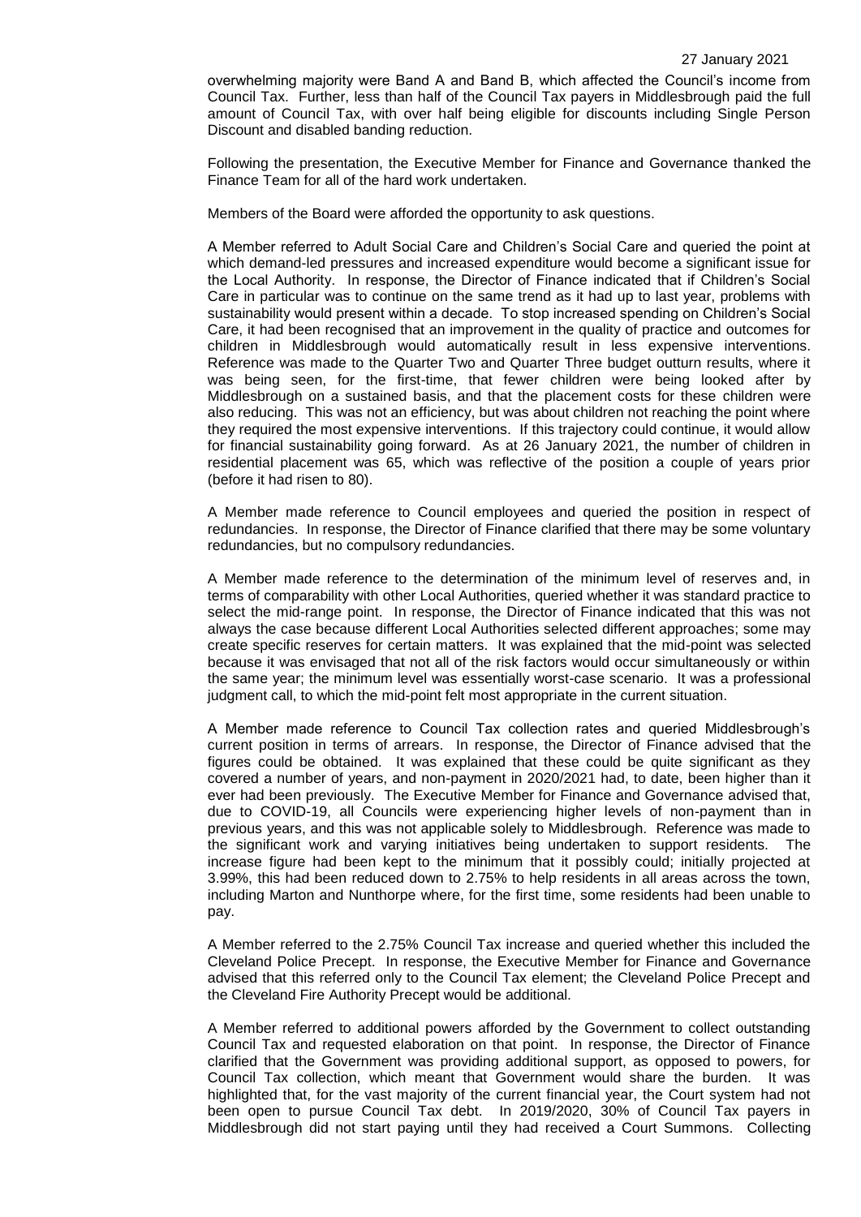overwhelming majority were Band A and Band B, which affected the Council's income from Council Tax. Further, less than half of the Council Tax payers in Middlesbrough paid the full amount of Council Tax, with over half being eligible for discounts including Single Person Discount and disabled banding reduction.

Following the presentation, the Executive Member for Finance and Governance thanked the Finance Team for all of the hard work undertaken.

Members of the Board were afforded the opportunity to ask questions.

A Member referred to Adult Social Care and Children's Social Care and queried the point at which demand-led pressures and increased expenditure would become a significant issue for the Local Authority. In response, the Director of Finance indicated that if Children's Social Care in particular was to continue on the same trend as it had up to last year, problems with sustainability would present within a decade. To stop increased spending on Children's Social Care, it had been recognised that an improvement in the quality of practice and outcomes for children in Middlesbrough would automatically result in less expensive interventions. Reference was made to the Quarter Two and Quarter Three budget outturn results, where it was being seen, for the first-time, that fewer children were being looked after by Middlesbrough on a sustained basis, and that the placement costs for these children were also reducing. This was not an efficiency, but was about children not reaching the point where they required the most expensive interventions. If this trajectory could continue, it would allow for financial sustainability going forward. As at 26 January 2021, the number of children in residential placement was 65, which was reflective of the position a couple of years prior (before it had risen to 80).

A Member made reference to Council employees and queried the position in respect of redundancies. In response, the Director of Finance clarified that there may be some voluntary redundancies, but no compulsory redundancies.

A Member made reference to the determination of the minimum level of reserves and, in terms of comparability with other Local Authorities, queried whether it was standard practice to select the mid-range point. In response, the Director of Finance indicated that this was not always the case because different Local Authorities selected different approaches; some may create specific reserves for certain matters. It was explained that the mid-point was selected because it was envisaged that not all of the risk factors would occur simultaneously or within the same year; the minimum level was essentially worst-case scenario. It was a professional judgment call, to which the mid-point felt most appropriate in the current situation.

A Member made reference to Council Tax collection rates and queried Middlesbrough's current position in terms of arrears. In response, the Director of Finance advised that the figures could be obtained. It was explained that these could be quite significant as they covered a number of years, and non-payment in 2020/2021 had, to date, been higher than it ever had been previously. The Executive Member for Finance and Governance advised that, due to COVID-19, all Councils were experiencing higher levels of non-payment than in previous years, and this was not applicable solely to Middlesbrough. Reference was made to the significant work and varying initiatives being undertaken to support residents. The increase figure had been kept to the minimum that it possibly could; initially projected at 3.99%, this had been reduced down to 2.75% to help residents in all areas across the town, including Marton and Nunthorpe where, for the first time, some residents had been unable to pay.

A Member referred to the 2.75% Council Tax increase and queried whether this included the Cleveland Police Precept. In response, the Executive Member for Finance and Governance advised that this referred only to the Council Tax element; the Cleveland Police Precept and the Cleveland Fire Authority Precept would be additional.

A Member referred to additional powers afforded by the Government to collect outstanding Council Tax and requested elaboration on that point. In response, the Director of Finance clarified that the Government was providing additional support, as opposed to powers, for Council Tax collection, which meant that Government would share the burden. It was highlighted that, for the vast majority of the current financial year, the Court system had not been open to pursue Council Tax debt. In 2019/2020, 30% of Council Tax payers in Middlesbrough did not start paying until they had received a Court Summons. Collecting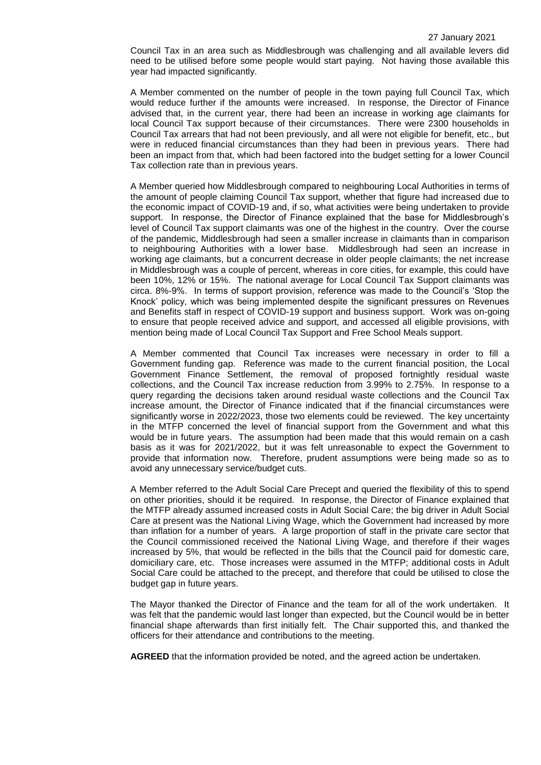Council Tax in an area such as Middlesbrough was challenging and all available levers did need to be utilised before some people would start paying. Not having those available this year had impacted significantly.

A Member commented on the number of people in the town paying full Council Tax, which would reduce further if the amounts were increased. In response, the Director of Finance advised that, in the current year, there had been an increase in working age claimants for local Council Tax support because of their circumstances. There were 2300 households in Council Tax arrears that had not been previously, and all were not eligible for benefit, etc., but were in reduced financial circumstances than they had been in previous years. There had been an impact from that, which had been factored into the budget setting for a lower Council Tax collection rate than in previous years.

A Member queried how Middlesbrough compared to neighbouring Local Authorities in terms of the amount of people claiming Council Tax support, whether that figure had increased due to the economic impact of COVID-19 and, if so, what activities were being undertaken to provide support. In response, the Director of Finance explained that the base for Middlesbrough's level of Council Tax support claimants was one of the highest in the country. Over the course of the pandemic, Middlesbrough had seen a smaller increase in claimants than in comparison to neighbouring Authorities with a lower base. Middlesbrough had seen an increase in working age claimants, but a concurrent decrease in older people claimants; the net increase in Middlesbrough was a couple of percent, whereas in core cities, for example, this could have been 10%, 12% or 15%. The national average for Local Council Tax Support claimants was circa. 8%-9%. In terms of support provision, reference was made to the Council's 'Stop the Knock' policy, which was being implemented despite the significant pressures on Revenues and Benefits staff in respect of COVID-19 support and business support. Work was on-going to ensure that people received advice and support, and accessed all eligible provisions, with mention being made of Local Council Tax Support and Free School Meals support.

A Member commented that Council Tax increases were necessary in order to fill a Government funding gap. Reference was made to the current financial position, the Local Government Finance Settlement, the removal of proposed fortnightly residual waste collections, and the Council Tax increase reduction from 3.99% to 2.75%. In response to a query regarding the decisions taken around residual waste collections and the Council Tax increase amount, the Director of Finance indicated that if the financial circumstances were significantly worse in 2022/2023, those two elements could be reviewed. The key uncertainty in the MTFP concerned the level of financial support from the Government and what this would be in future years. The assumption had been made that this would remain on a cash basis as it was for 2021/2022, but it was felt unreasonable to expect the Government to provide that information now. Therefore, prudent assumptions were being made so as to avoid any unnecessary service/budget cuts.

A Member referred to the Adult Social Care Precept and queried the flexibility of this to spend on other priorities, should it be required. In response, the Director of Finance explained that the MTFP already assumed increased costs in Adult Social Care; the big driver in Adult Social Care at present was the National Living Wage, which the Government had increased by more than inflation for a number of years. A large proportion of staff in the private care sector that the Council commissioned received the National Living Wage, and therefore if their wages increased by 5%, that would be reflected in the bills that the Council paid for domestic care, domiciliary care, etc. Those increases were assumed in the MTFP; additional costs in Adult Social Care could be attached to the precept, and therefore that could be utilised to close the budget gap in future years.

The Mayor thanked the Director of Finance and the team for all of the work undertaken. It was felt that the pandemic would last longer than expected, but the Council would be in better financial shape afterwards than first initially felt. The Chair supported this, and thanked the officers for their attendance and contributions to the meeting.

**AGREED** that the information provided be noted, and the agreed action be undertaken.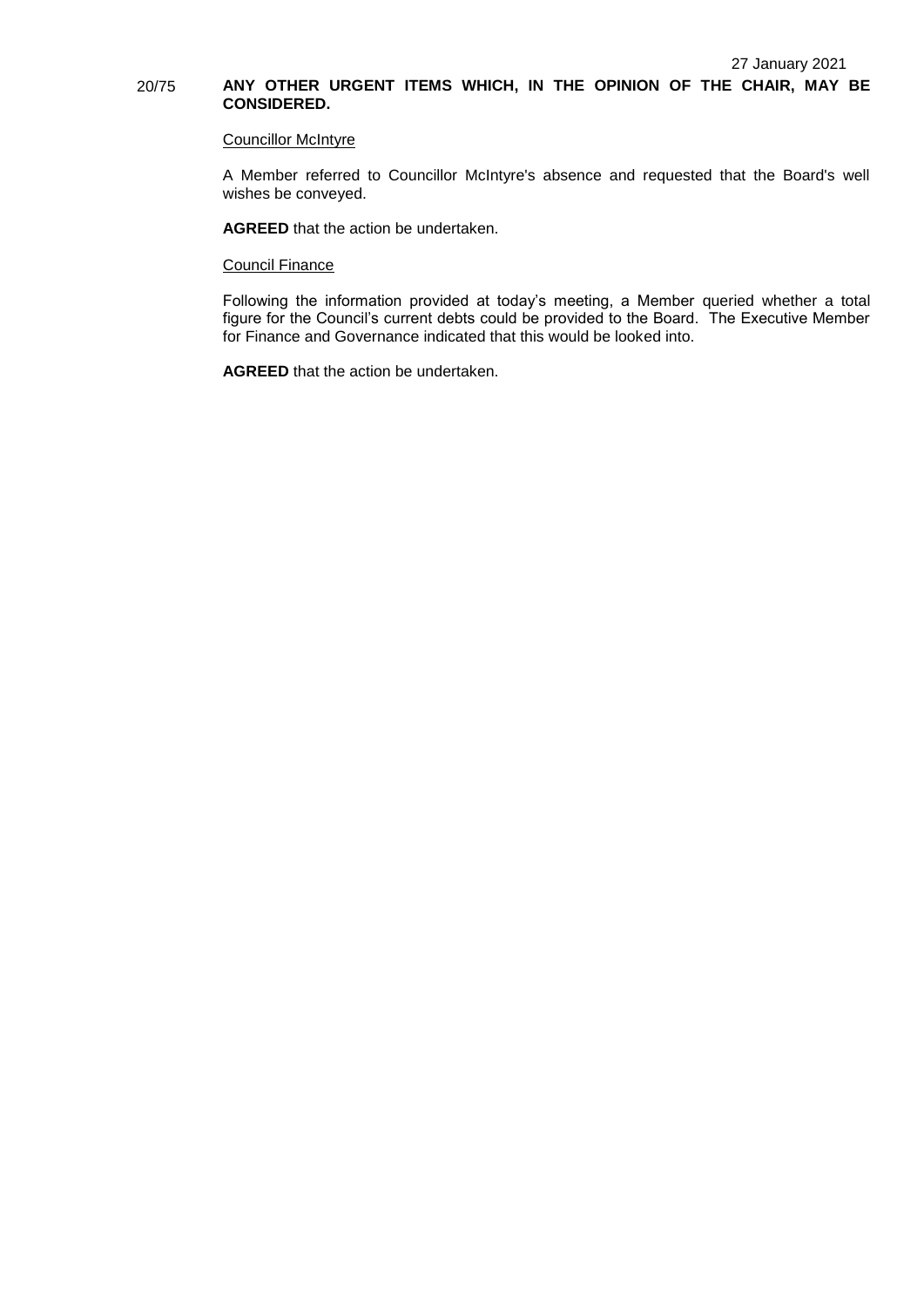**20/75 ANY OTHER URGENT ITEMS WHICH, IN THE OPINION OF THE CHAIR, MAY BE CONSIDERED.**

Councillor McIntyre

A Member referred to Councillor McIntyre's absence and requested that the Board's well wishes be conveyed.

**AGREED** that the action be undertaken.

Council Finance

Following the information provided at today's meeting, a Member queried whether a total figure for the Council's current debts could be provided to the Board. The Executive Member for Finance and Governance indicated that this would be looked into.

**AGREED** that the action be undertaken.